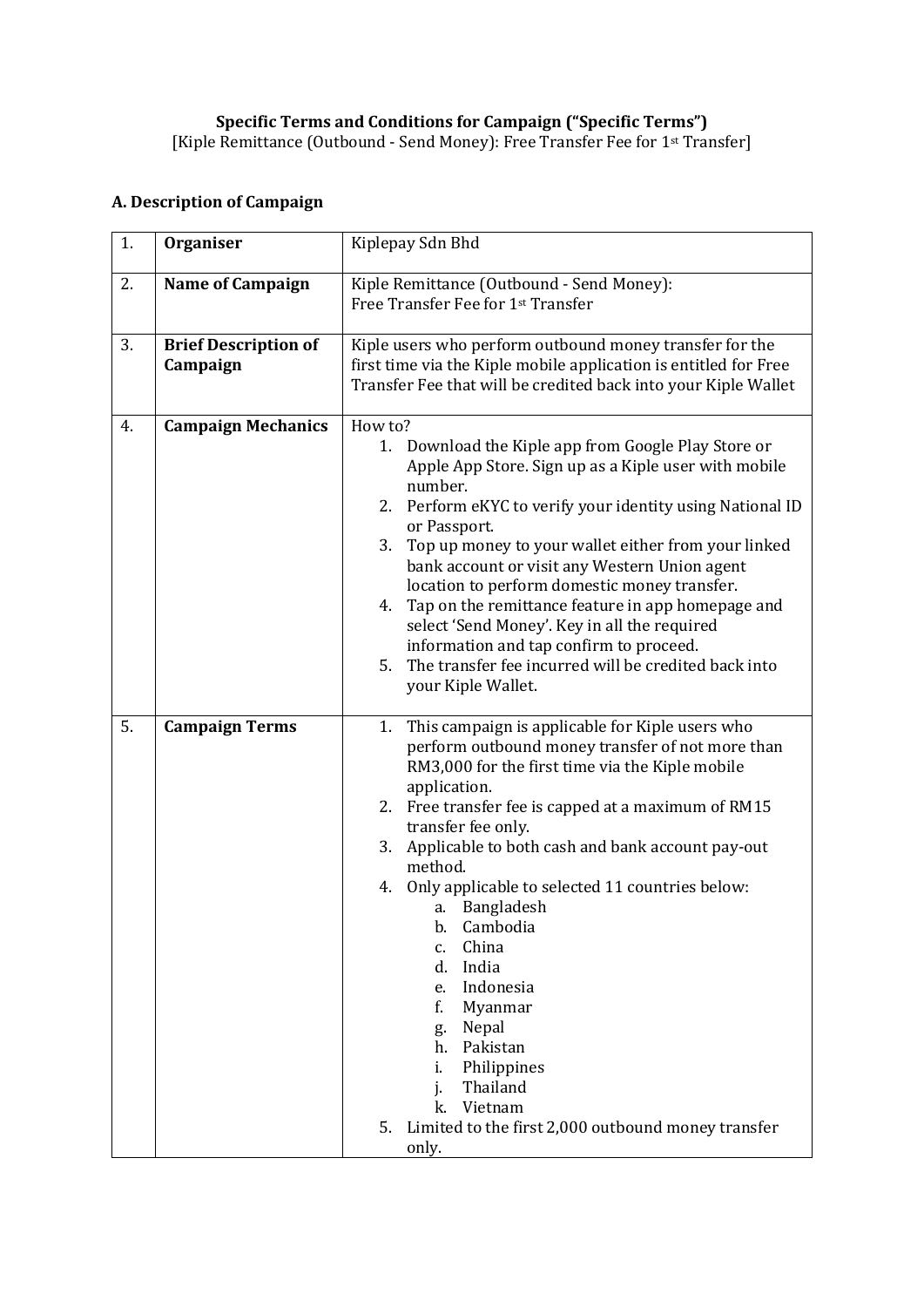**Specific Terms and Conditions for Campaign ("Specific Terms")**

[Kiple Remittance (Outbound - Send Money): Free Transfer Fee for 1st Transfer]

## A. Description of Campaign

| | | |
|---|---|---|
| 1. | **Organiser** | Kiplepay Sdn Bhd |
| 2. | **Name of Campaign** | Kiple Remittance (Outbound - Send Money): Free Transfer Fee for 1st Transfer |
| 3. | **Brief Description of Campaign** | Kiple users who perform outbound money transfer for the first time via the Kiple mobile application is entitled for Free Transfer Fee that will be credited back into your Kiple Wallet |
| 4. | **Campaign Mechanics** | How to?<br>1. Download the Kiple app from Google Play Store or Apple App Store. Sign up as a Kiple user with mobile number.<br>2. Perform eKYC to verify your identity using National ID or Passport.<br>3. Top up money to your wallet either from your linked bank account or visit any Western Union agent location to perform domestic money transfer.<br>4. Tap on the remittance feature in app homepage and select 'Send Money'. Key in all the required information and tap confirm to proceed.<br>5. The transfer fee incurred will be credited back into your Kiple Wallet. |
| 5. | **Campaign Terms** | 1. This campaign is applicable for Kiple users who perform outbound money transfer of not more than RM3,000 for the first time via the Kiple mobile application.<br>2. Free transfer fee is capped at a maximum of RM15 transfer fee only.<br>3. Applicable to both cash and bank account pay-out method.<br>4. Only applicable to selected 11 countries below:<br>a. Bangladesh<br>b. Cambodia<br>c. China<br>d. India<br>e. Indonesia<br>f. Myanmar<br>g. Nepal<br>h. Pakistan<br>i. Philippines<br>j. Thailand<br>k. Vietnam<br>5. Limited to the first 2,000 outbound money transfer only. |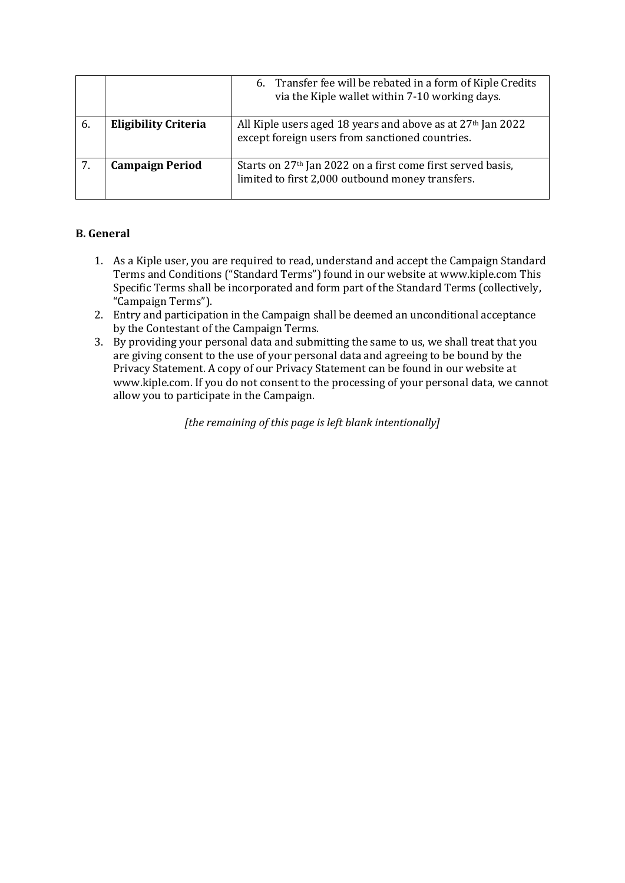| | | |
|---|---|---|
| | | 6. Transfer fee will be rebated in a form of Kiple Credits via the Kiple wallet within 7-10 working days. |
| 6. | **Eligibility Criteria** | All Kiple users aged 18 years and above as at 27th Jan 2022 except foreign users from sanctioned countries. |
| 7. | **Campaign Period** | Starts on 27th Jan 2022 on a first come first served basis, limited to first 2,000 outbound money transfers. |

**B. General**

1. As a Kiple user, you are required to read, understand and accept the Campaign Standard Terms and Conditions ("Standard Terms") found in our website at www.kiple.com This Specific Terms shall be incorporated and form part of the Standard Terms (collectively, "Campaign Terms").
2. Entry and participation in the Campaign shall be deemed an unconditional acceptance by the Contestant of the Campaign Terms.
3. By providing your personal data and submitting the same to us, we shall treat that you are giving consent to the use of your personal data and agreeing to be bound by the Privacy Statement. A copy of our Privacy Statement can be found in our website at www.kiple.com. If you do not consent to the processing of your personal data, we cannot allow you to participate in the Campaign.

*[the remaining of this page is left blank intentionally]*